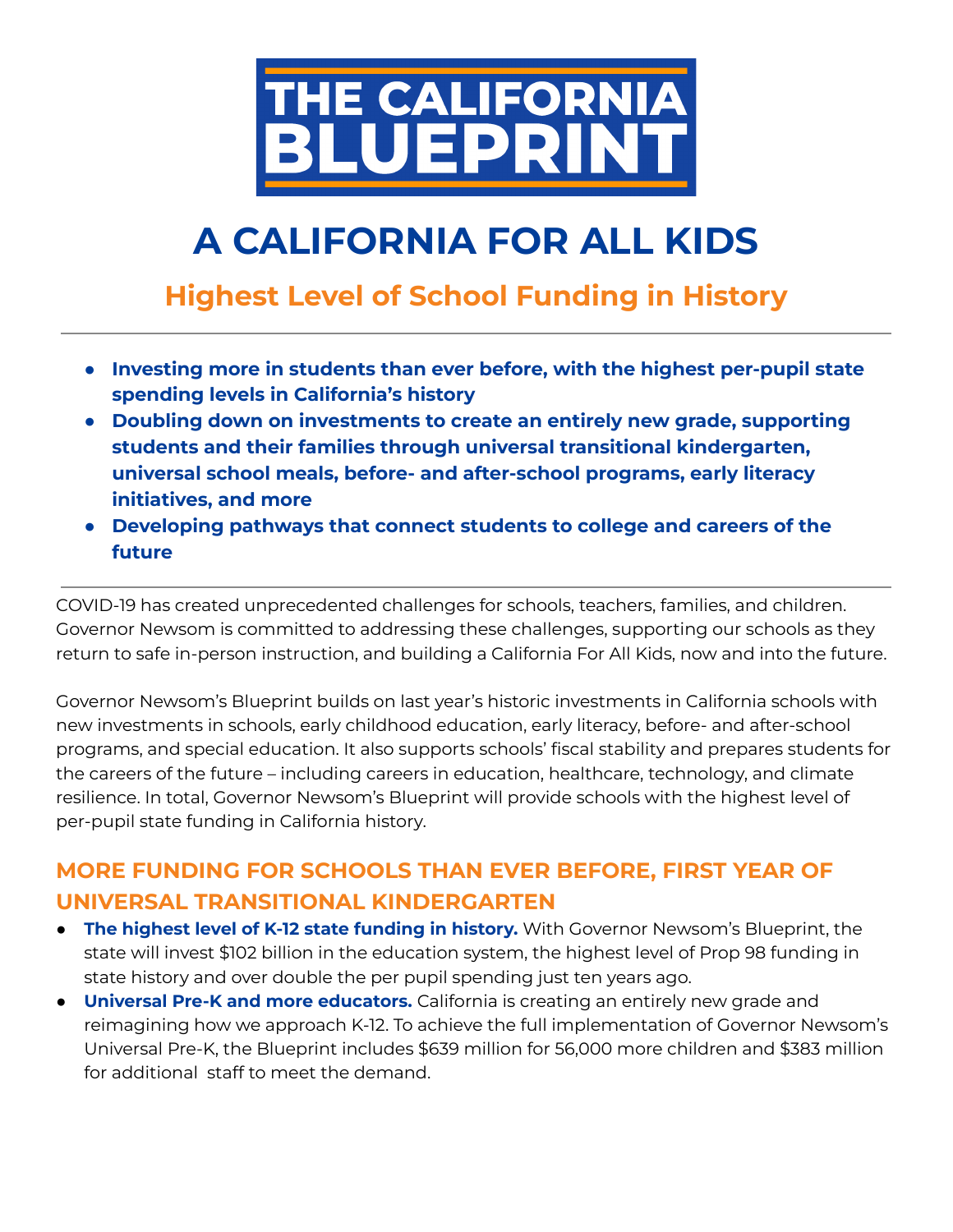# THE CALIFORNIA BLUEPRINT

# A CALIFORNIA FOR ALL KIDS

## Highest Level of School Funding in History

- **Investing more in students than ever before, with the highest per-pupil state spending levels in California's history**
- **Doubling down on investments to create an entirely new grade, supporting students and their families through universal transitional kindergarten, universal school meals, before- and after-school programs, early literacy initiatives, and more**
- **Developing pathways that connect students to college and careers of the future**

COVID-19 has created unprecedented challenges for schools, teachers, families, and children. Governor Newsom is committed to addressing these challenges, supporting our schools as they return to safe in-person instruction, and building a California For All Kids, now and into the future.

Governor Newsom's Blueprint builds on last year's historic investments in California schools with new investments in schools, early childhood education, early literacy, before- and after-school programs, and special education. It also supports schools' fiscal stability and prepares students for the careers of the future – including careers in education, healthcare, technology, and climate resilience. In total, Governor Newsom's Blueprint will provide schools with the highest level of per-pupil state funding in California history.

## MORE FUNDING FOR SCHOOLS THAN EVER BEFORE, FIRST YEAR OF UNIVERSAL TRANSITIONAL KINDERGARTEN

- **The highest level of K-12 state funding in history.** With Governor Newsom's Blueprint, the state will invest $102 billion in the education system, the highest level of Prop 98 funding in state history and over double the per pupil spending just ten years ago.
- **Universal Pre-K and more educators.** California is creating an entirely new grade and reimagining how we approach K-12. To achieve the full implementation of Governor Newsom's Universal Pre-K, the Blueprint includes $639 million for 56,000 more children and $383 million for additional staff to meet the demand.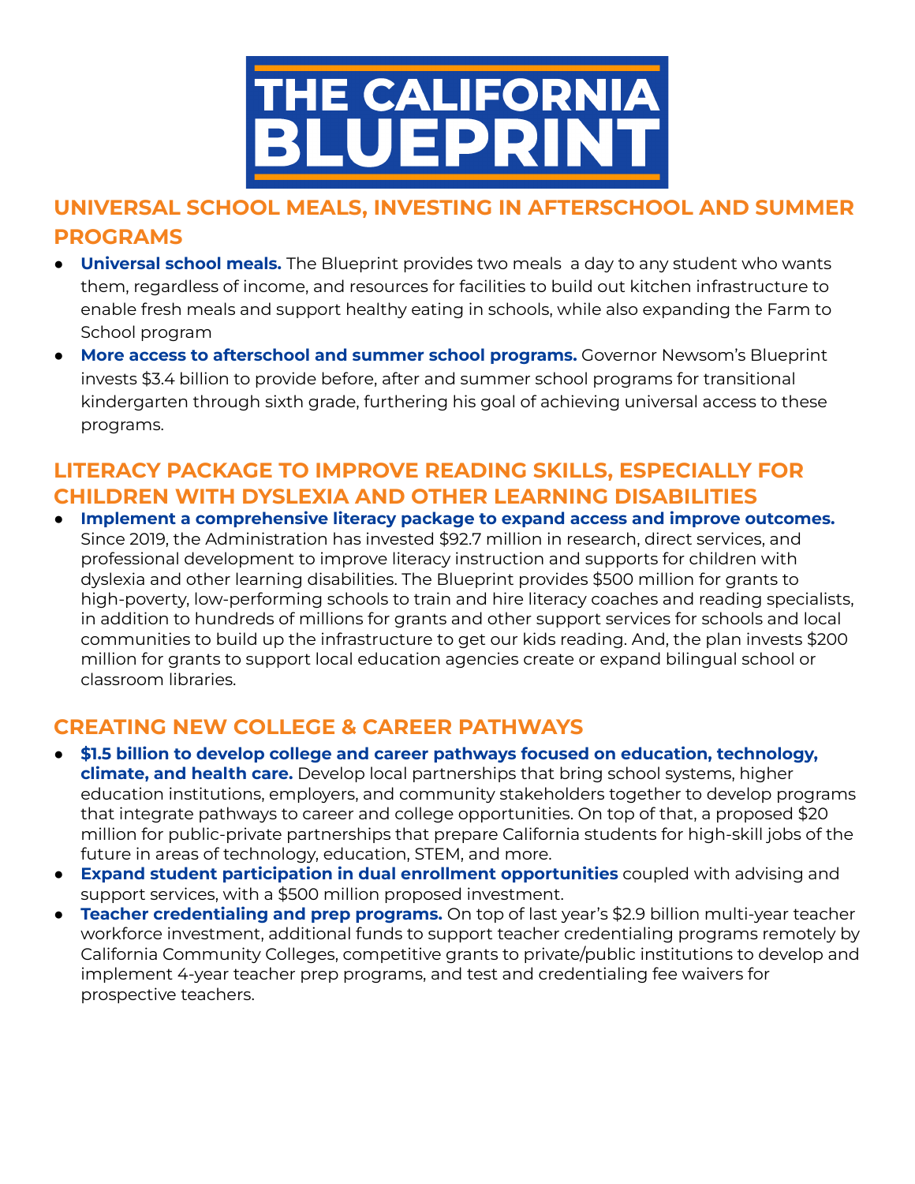# THE CALIFORNIA BLUEPRINT

## UNIVERSAL SCHOOL MEALS, INVESTING IN AFTERSCHOOL AND SUMMER PROGRAMS

- **Universal school meals.** The Blueprint provides two meals a day to any student who wants them, regardless of income, and resources for facilities to build out kitchen infrastructure to enable fresh meals and support healthy eating in schools, while also expanding the Farm to School program
- **More access to afterschool and summer school programs.** Governor Newsom's Blueprint invests $3.4 billion to provide before, after and summer school programs for transitional kindergarten through sixth grade, furthering his goal of achieving universal access to these programs.

## LITERACY PACKAGE TO IMPROVE READING SKILLS, ESPECIALLY FOR CHILDREN WITH DYSLEXIA AND OTHER LEARNING DISABILITIES

- **Implement a comprehensive literacy package to expand access and improve outcomes.** Since 2019, the Administration has invested $92.7 million in research, direct services, and professional development to improve literacy instruction and supports for children with dyslexia and other learning disabilities. The Blueprint provides $500 million for grants to high-poverty, low-performing schools to train and hire literacy coaches and reading specialists, in addition to hundreds of millions for grants and other support services for schools and local communities to build up the infrastructure to get our kids reading. And, the plan invests $200 million for grants to support local education agencies create or expand bilingual school or classroom libraries.

## CREATING NEW COLLEGE & CAREER PATHWAYS

- **$1.5 billion to develop college and career pathways focused on education, technology, climate, and health care.** Develop local partnerships that bring school systems, higher education institutions, employers, and community stakeholders together to develop programs that integrate pathways to career and college opportunities. On top of that, a proposed $20 million for public-private partnerships that prepare California students for high-skill jobs of the future in areas of technology, education, STEM, and more.
- **Expand student participation in dual enrollment opportunities** coupled with advising and support services, with a $500 million proposed investment.
- **Teacher credentialing and prep programs.** On top of last year's $2.9 billion multi-year teacher workforce investment, additional funds to support teacher credentialing programs remotely by California Community Colleges, competitive grants to private/public institutions to develop and implement 4-year teacher prep programs, and test and credentialing fee waivers for prospective teachers.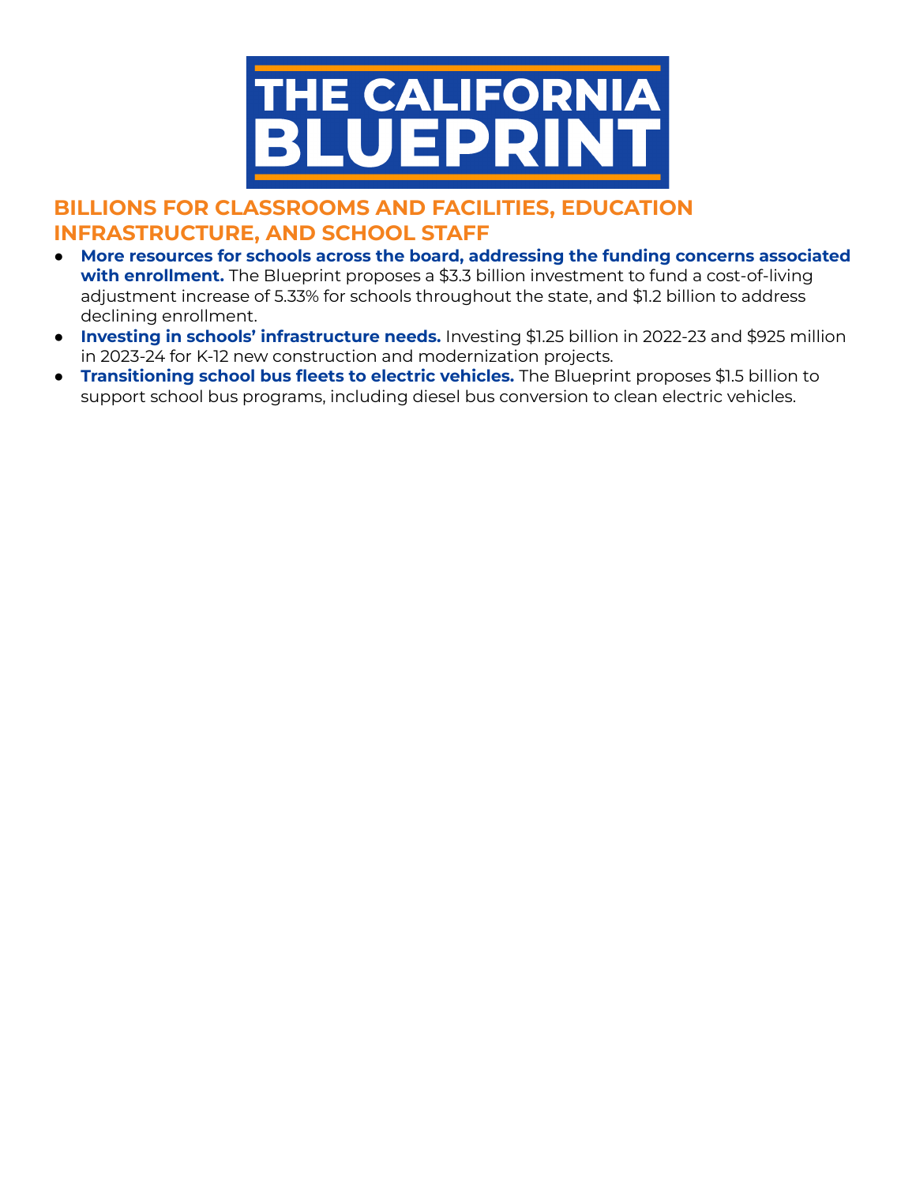# THE CALIFORNIA BLUEPRINT

## BILLIONS FOR CLASSROOMS AND FACILITIES, EDUCATION INFRASTRUCTURE, AND SCHOOL STAFF

- **More resources for schools across the board, addressing the funding concerns associated with enrollment.** The Blueprint proposes a $3.3 billion investment to fund a cost-of-living adjustment increase of 5.33% for schools throughout the state, and $1.2 billion to address declining enrollment.
- **Investing in schools' infrastructure needs.** Investing $1.25 billion in 2022-23 and $925 million in 2023-24 for K-12 new construction and modernization projects.
- **Transitioning school bus fleets to electric vehicles.** The Blueprint proposes $1.5 billion to support school bus programs, including diesel bus conversion to clean electric vehicles.